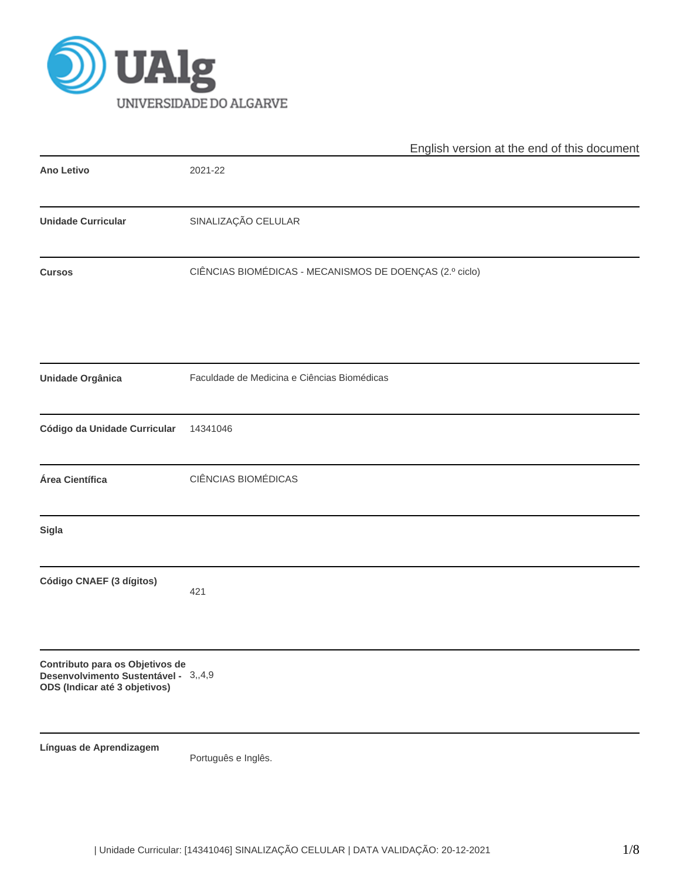English version at the end of this document

| | |
|---|---|
| **Ano Letivo** | 2021-22 |
| **Unidade Curricular** | SINALIZAÇÃO CELULAR |
| **Cursos** | CIÊNCIAS BIOMÉDICAS - MECANISMOS DE DOENÇAS (2.º ciclo) |
| **Unidade Orgânica** | Faculdade de Medicina e Ciências Biomédicas |
| **Código da Unidade Curricular** | 14341046 |
| **Área Científica** | CIÊNCIAS BIOMÉDICAS |
| **Sigla** | |
| **Código CNAEF (3 dígitos)** | 421 |
| **Contributo para os Objetivos de Desenvolvimento Sustentável - ODS (Indicar até 3 objetivos)** | 3,,4,9 |
| **Línguas de Aprendizagem** | Português e Inglês. |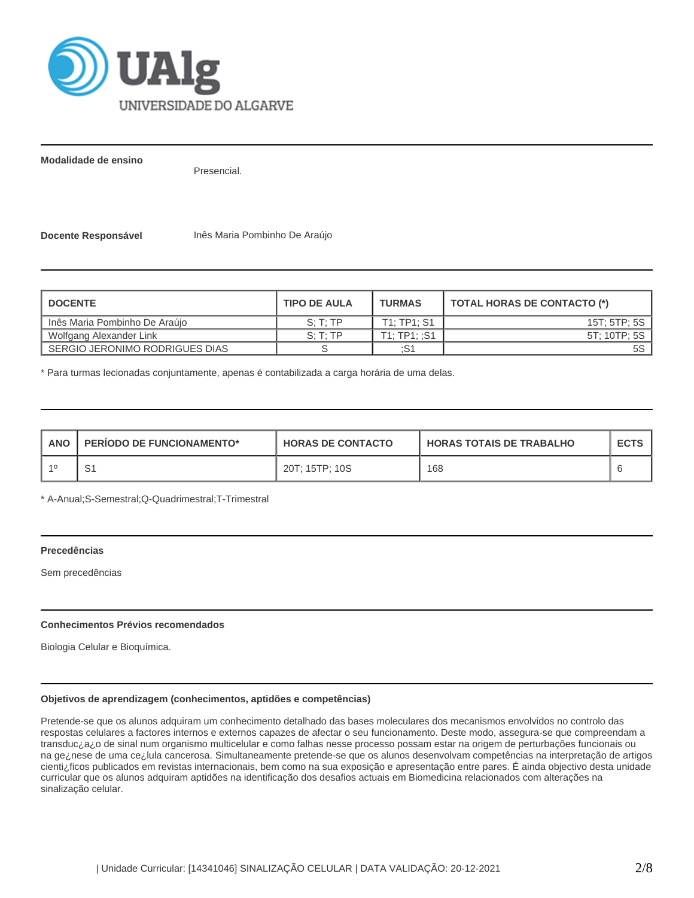**Modalidade de ensino**

Presencial.

**Docente Responsável** Inês Maria Pombinho De Araújo

| DOCENTE | TIPO DE AULA | TURMAS | TOTAL HORAS DE CONTACTO (*) |
|---|---|---|---|
| Inês Maria Pombinho De Araújo | S; T; TP | T1; TP1; S1 | 15T; 5TP; 5S |
| Wolfgang Alexander Link | S; T; TP | T1; TP1; ;S1 | 5T; 10TP; 5S |
| SERGIO JERONIMO RODRIGUES DIAS | S | ;S1 | 5S |

* Para turmas lecionadas conjuntamente, apenas é contabilizada a carga horária de uma delas.

| ANO | PERÍODO DE FUNCIONAMENTO* | HORAS DE CONTACTO | HORAS TOTAIS DE TRABALHO | ECTS |
|---|---|---|---|---|
| 1º | S1 | 20T; 15TP; 10S | 168 | 6 |

* A-Anual;S-Semestral;Q-Quadrimestral;T-Trimestral

**Precedências**

Sem precedências

**Conhecimentos Prévios recomendados**

Biologia Celular e Bioquímica.

**Objetivos de aprendizagem (conhecimentos, aptidões e competências)**

Pretende-se que os alunos adquiram um conhecimento detalhado das bases moleculares dos mecanismos envolvidos no controlo das respostas celulares a factores internos e externos capazes de afectar o seu funcionamento. Deste modo, assegura-se que compreendam a transduc¿a¿o de sinal num organismo multicelular e como falhas nesse processo possam estar na origem de perturbações funcionais ou na ge¿nese de uma ce¿lula cancerosa. Simultaneamente pretende-se que os alunos desenvolvam competências na interpretação de artigos cienti¿ficos publicados em revistas internacionais, bem como na sua exposição e apresentação entre pares. É ainda objectivo desta unidade curricular que os alunos adquiram aptidões na identificação dos desafios actuais em Biomedicina relacionados com alterações na sinalização celular.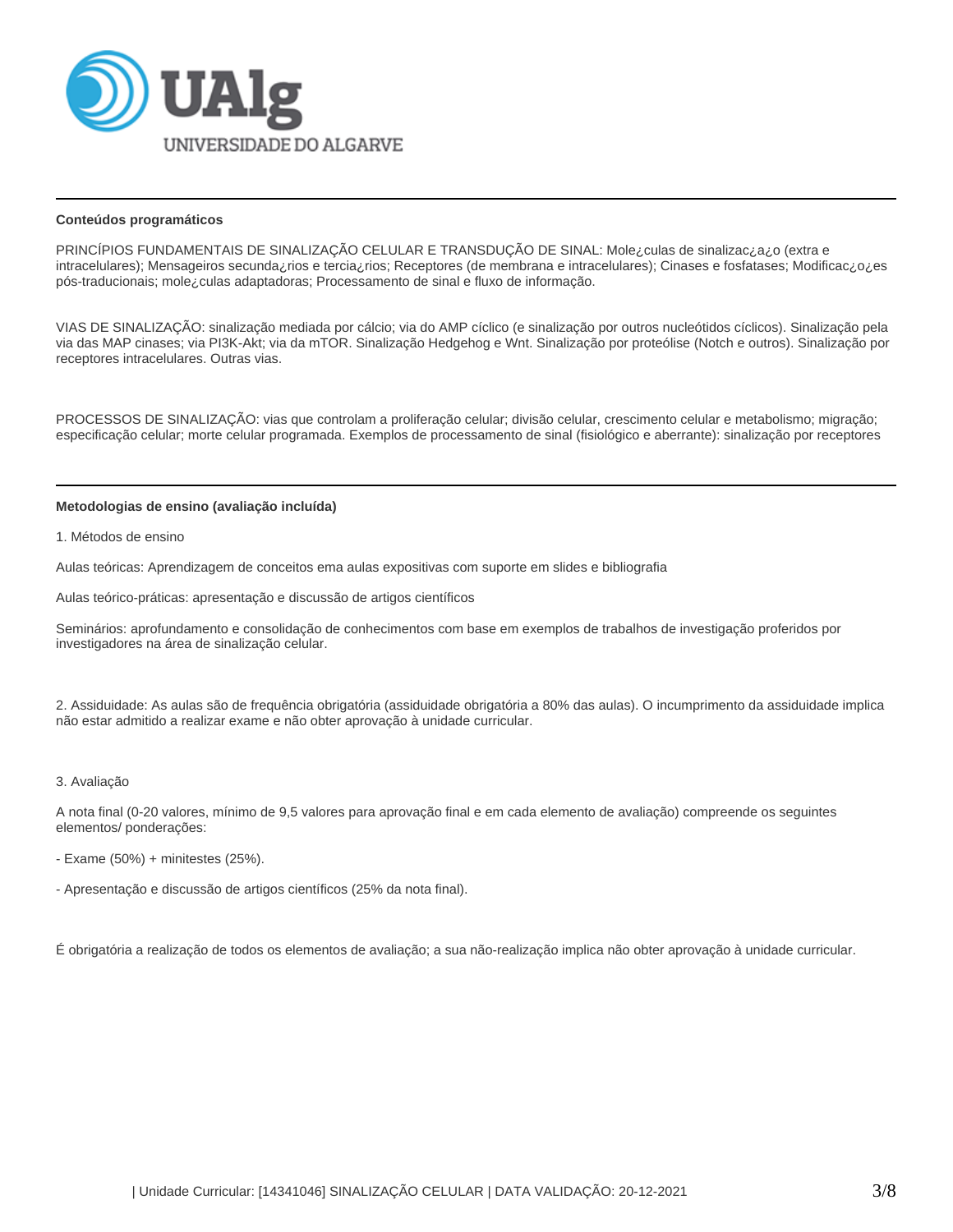**Conteúdos programáticos**

PRINCÍPIOS FUNDAMENTAIS DE SINALIZAÇÃO CELULAR E TRANSDUÇÃO DE SINAL: Mole¿culas de sinalizac¿a¿o (extra e intracelulares); Mensageiros secunda¿rios e tercia¿rios; Receptores (de membrana e intracelulares); Cinases e fosfatases; Modificac¿o¿es pós-traducionais; mole¿culas adaptadoras; Processamento de sinal e fluxo de informação.

VIAS DE SINALIZAÇÃO: sinalização mediada por cálcio; via do AMP cíclico (e sinalização por outros nucleótidos cíclicos). Sinalização pela via das MAP cinases; via PI3K-Akt; via da mTOR. Sinalização Hedgehog e Wnt. Sinalização por proteólise (Notch e outros). Sinalização por receptores intracelulares. Outras vias.

PROCESSOS DE SINALIZAÇÃO: vias que controlam a proliferação celular; divisão celular, crescimento celular e metabolismo; migração; especificação celular; morte celular programada. Exemplos de processamento de sinal (fisiológico e aberrante): sinalização por receptores

**Metodologias de ensino (avaliação incluída)**

1. Métodos de ensino

Aulas teóricas: Aprendizagem de conceitos ema aulas expositivas com suporte em slides e bibliografia

Aulas teórico-práticas: apresentação e discussão de artigos científicos

Seminários: aprofundamento e consolidação de conhecimentos com base em exemplos de trabalhos de investigação proferidos por investigadores na área de sinalização celular.

2. Assiduidade: As aulas são de frequência obrigatória (assiduidade obrigatória a 80% das aulas). O incumprimento da assiduidade implica não estar admitido a realizar exame e não obter aprovação à unidade curricular.

3. Avaliação

A nota final (0-20 valores, mínimo de 9,5 valores para aprovação final e em cada elemento de avaliação) compreende os seguintes elementos/ ponderações:

- Exame (50%) + minitestes (25%).

- Apresentação e discussão de artigos científicos (25% da nota final).

É obrigatória a realização de todos os elementos de avaliação; a sua não-realização implica não obter aprovação à unidade curricular.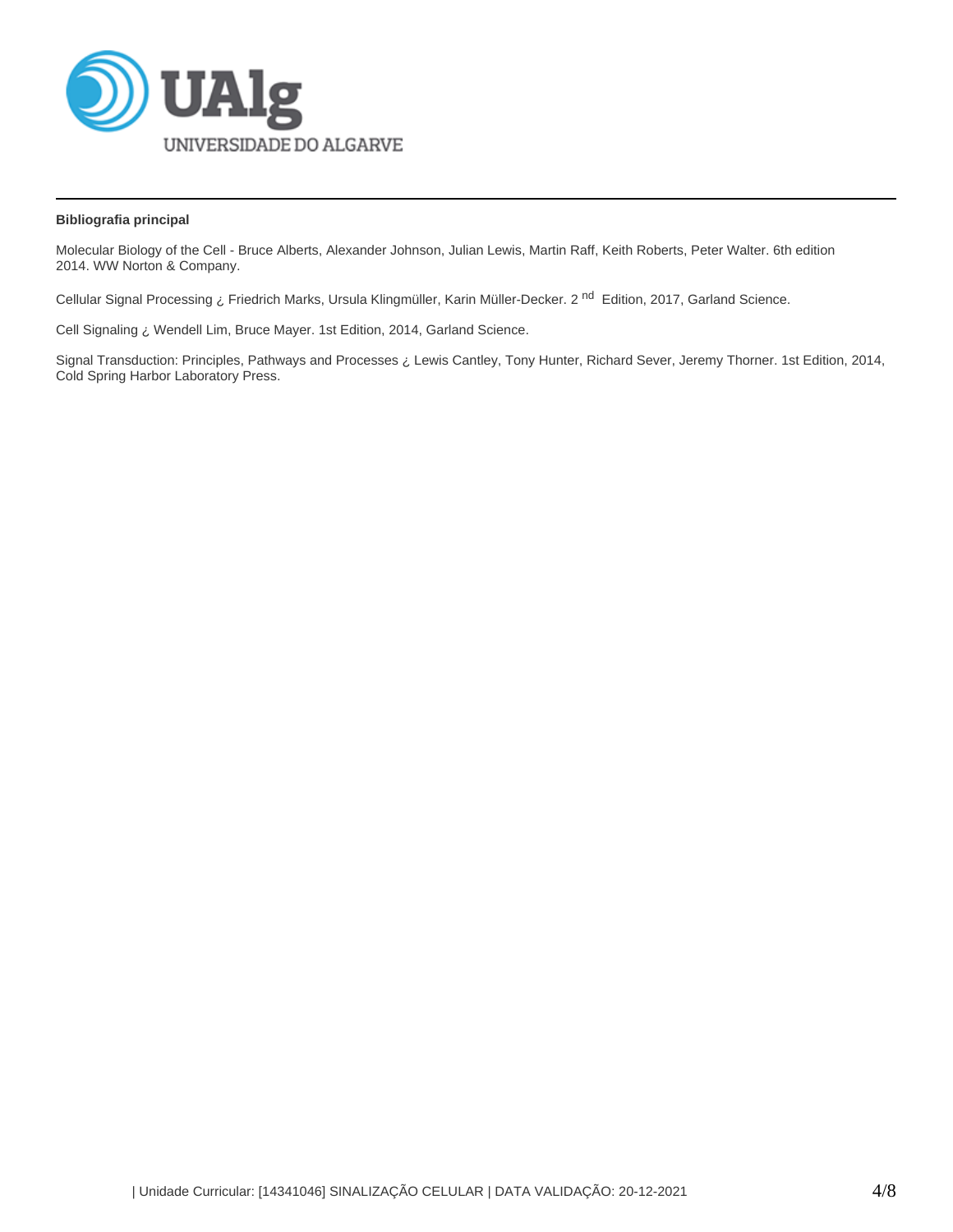**Bibliografia principal**

Molecular Biology of the Cell - Bruce Alberts, Alexander Johnson, Julian Lewis, Martin Raff, Keith Roberts, Peter Walter. 6th edition 2014. WW Norton & Company.

Cellular Signal Processing ¿ Friedrich Marks, Ursula Klingmüller, Karin Müller-Decker. 2 nd Edition, 2017, Garland Science.

Cell Signaling ¿ Wendell Lim, Bruce Mayer. 1st Edition, 2014, Garland Science.

Signal Transduction: Principles, Pathways and Processes ¿ Lewis Cantley, Tony Hunter, Richard Sever, Jeremy Thorner. 1st Edition, 2014, Cold Spring Harbor Laboratory Press.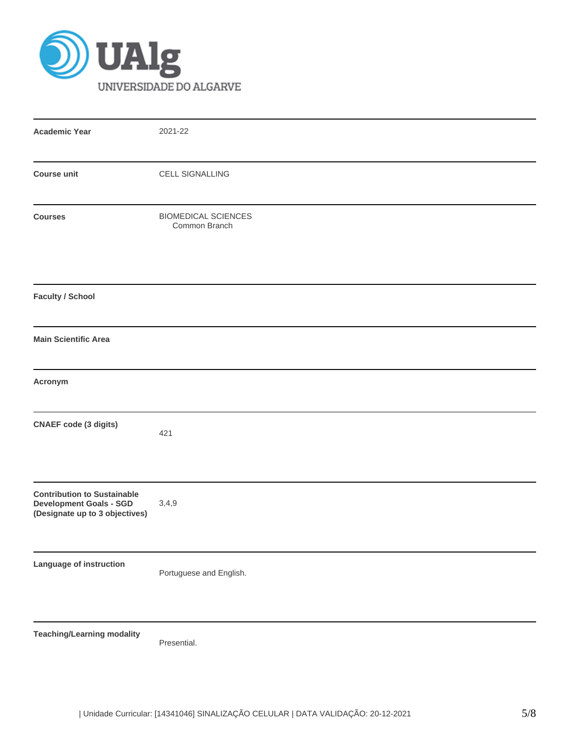| | |
|---|---|
| **Academic Year** | 2021-22 |
| **Course unit** | CELL SIGNALLING |
| **Courses** | BIOMEDICAL SCIENCES<br>Common Branch |
| **Faculty / School** | |
| **Main Scientific Area** | |
| **Acronym** | |
| **CNAEF code (3 digits)** | 421 |
| **Contribution to Sustainable Development Goals - SGD (Designate up to 3 objectives)** | 3,4,9 |
| **Language of instruction** | Portuguese and English. |
| **Teaching/Learning modality** | Presential. |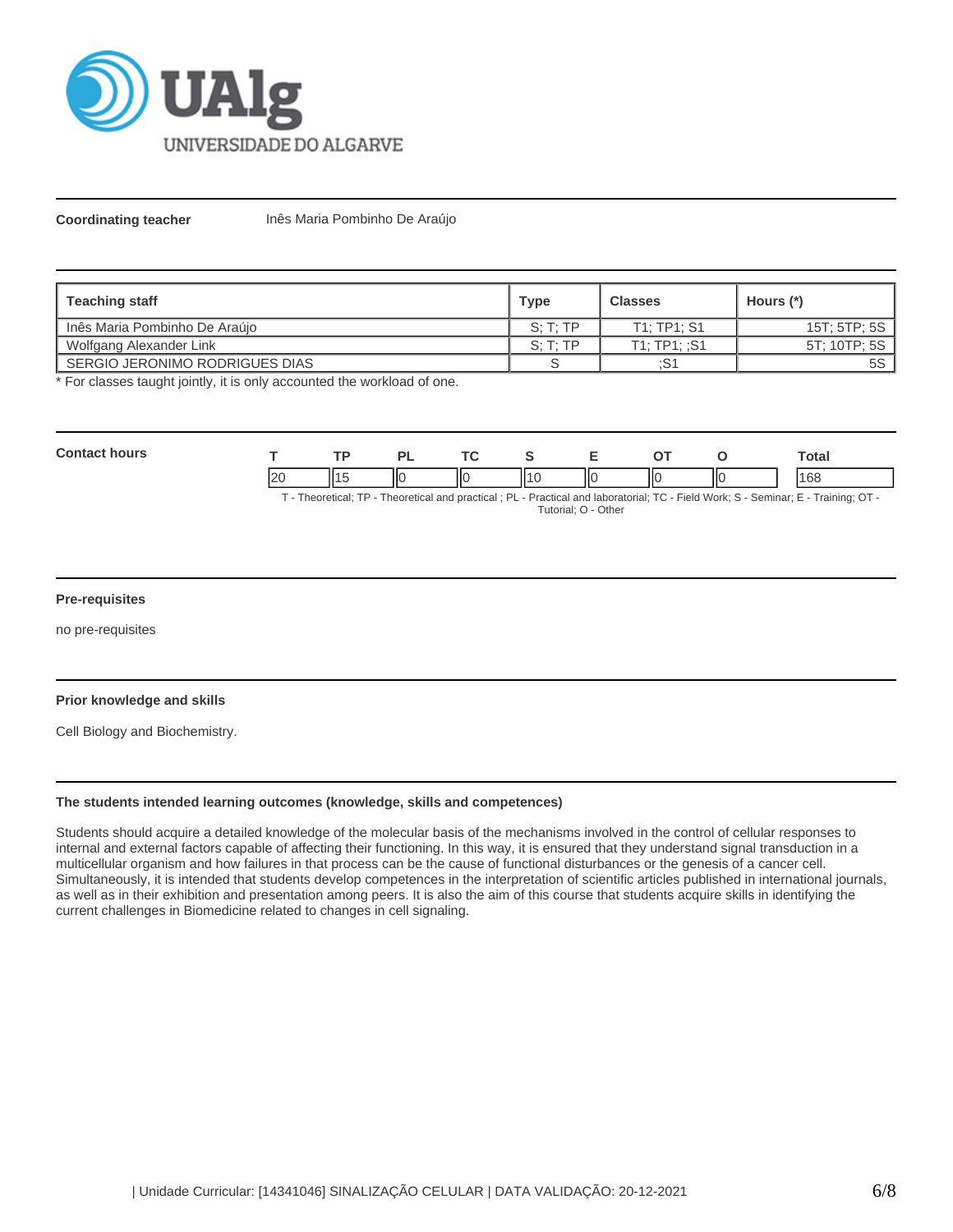**Coordinating teacher** Inês Maria Pombinho De Araújo

| Teaching staff | Type | Classes | Hours (*) |
|---|---|---|---|
| Inês Maria Pombinho De Araújo | S; T; TP | T1; TP1; S1 | 15T; 5TP; 5S |
| Wolfgang Alexander Link | S; T; TP | T1; TP1; ;S1 | 5T; 10TP; 5S |
| SERGIO JERONIMO RODRIGUES DIAS | S | ;S1 | 5S |

\* For classes taught jointly, it is only accounted the workload of one.

**Contact hours**

| T | TP | PL | TC | S | E | OT | O | Total |
|---|---|---|---|---|---|---|---|---|
| 20 | 15 | 0 | 0 | 10 | 0 | 0 | 0 | 168 |

T - Theoretical; TP - Theoretical and practical ; PL - Practical and laboratorial; TC - Field Work; S - Seminar; E - Training; OT - Tutorial; O - Other

#### Pre-requisites

no pre-requisites

#### Prior knowledge and skills

Cell Biology and Biochemistry.

#### The students intended learning outcomes (knowledge, skills and competences)

Students should acquire a detailed knowledge of the molecular basis of the mechanisms involved in the control of cellular responses to internal and external factors capable of affecting their functioning. In this way, it is ensured that they understand signal transduction in a multicellular organism and how failures in that process can be the cause of functional disturbances or the genesis of a cancer cell. Simultaneously, it is intended that students develop competences in the interpretation of scientific articles published in international journals, as well as in their exhibition and presentation among peers. It is also the aim of this course that students acquire skills in identifying the current challenges in Biomedicine related to changes in cell signaling.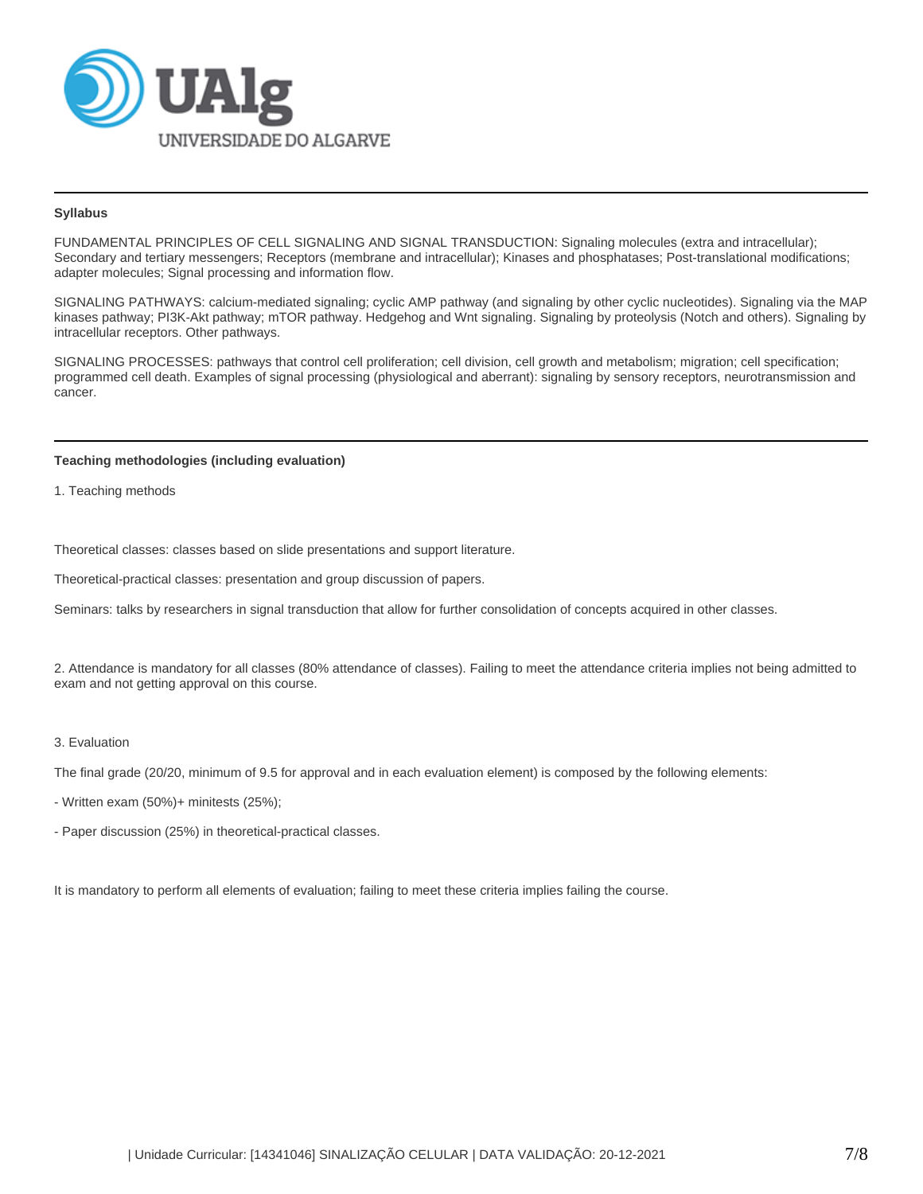### Syllabus

FUNDAMENTAL PRINCIPLES OF CELL SIGNALING AND SIGNAL TRANSDUCTION: Signaling molecules (extra and intracellular); Secondary and tertiary messengers; Receptors (membrane and intracellular); Kinases and phosphatases; Post-translational modifications; adapter molecules; Signal processing and information flow.

SIGNALING PATHWAYS: calcium-mediated signaling; cyclic AMP pathway (and signaling by other cyclic nucleotides). Signaling via the MAP kinases pathway; PI3K-Akt pathway; mTOR pathway. Hedgehog and Wnt signaling. Signaling by proteolysis (Notch and others). Signaling by intracellular receptors. Other pathways.

SIGNALING PROCESSES: pathways that control cell proliferation; cell division, cell growth and metabolism; migration; cell specification; programmed cell death. Examples of signal processing (physiological and aberrant): signaling by sensory receptors, neurotransmission and cancer.

### Teaching methodologies (including evaluation)

1. Teaching methods

Theoretical classes: classes based on slide presentations and support literature.

Theoretical-practical classes: presentation and group discussion of papers.

Seminars: talks by researchers in signal transduction that allow for further consolidation of concepts acquired in other classes.

2. Attendance is mandatory for all classes (80% attendance of classes). Failing to meet the attendance criteria implies not being admitted to exam and not getting approval on this course.

3. Evaluation

The final grade (20/20, minimum of 9.5 for approval and in each evaluation element) is composed by the following elements:

- Written exam (50%)+ minitests (25%);

- Paper discussion (25%) in theoretical-practical classes.

It is mandatory to perform all elements of evaluation; failing to meet these criteria implies failing the course.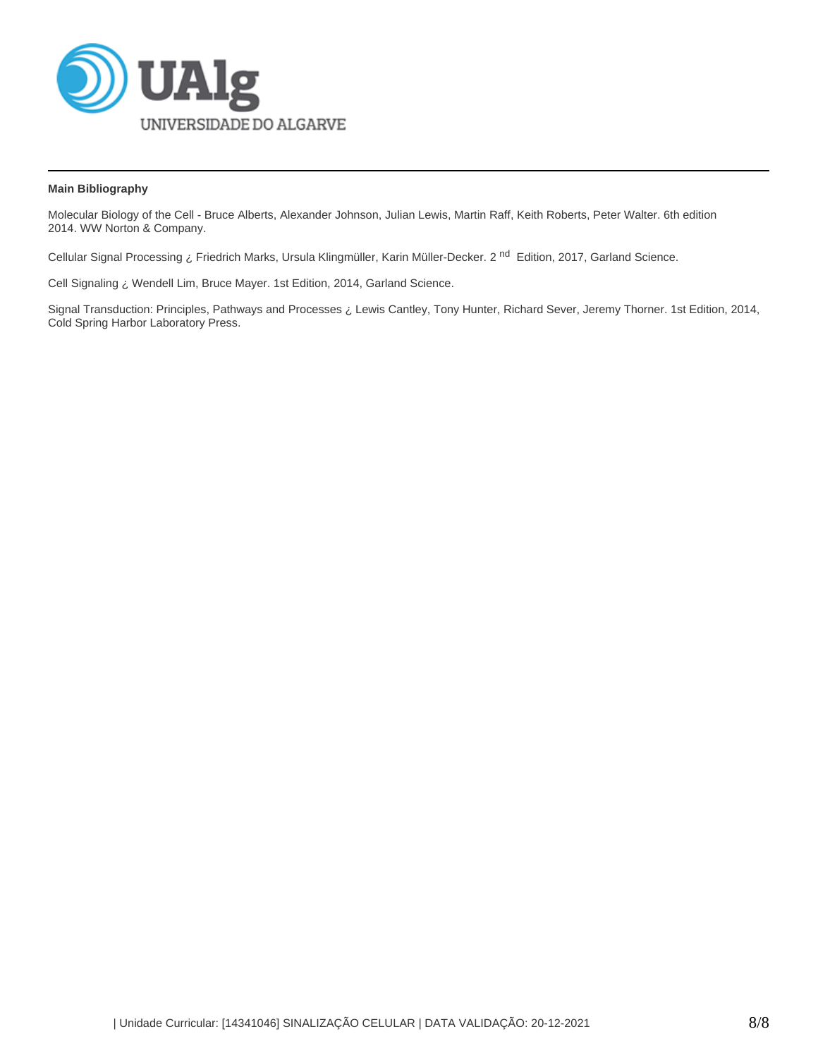**Main Bibliography**

Molecular Biology of the Cell - Bruce Alberts, Alexander Johnson, Julian Lewis, Martin Raff, Keith Roberts, Peter Walter. 6th edition 2014. WW Norton & Company.

Cellular Signal Processing ¿ Friedrich Marks, Ursula Klingmüller, Karin Müller-Decker. 2 nd Edition, 2017, Garland Science.

Cell Signaling ¿ Wendell Lim, Bruce Mayer. 1st Edition, 2014, Garland Science.

Signal Transduction: Principles, Pathways and Processes ¿ Lewis Cantley, Tony Hunter, Richard Sever, Jeremy Thorner. 1st Edition, 2014, Cold Spring Harbor Laboratory Press.